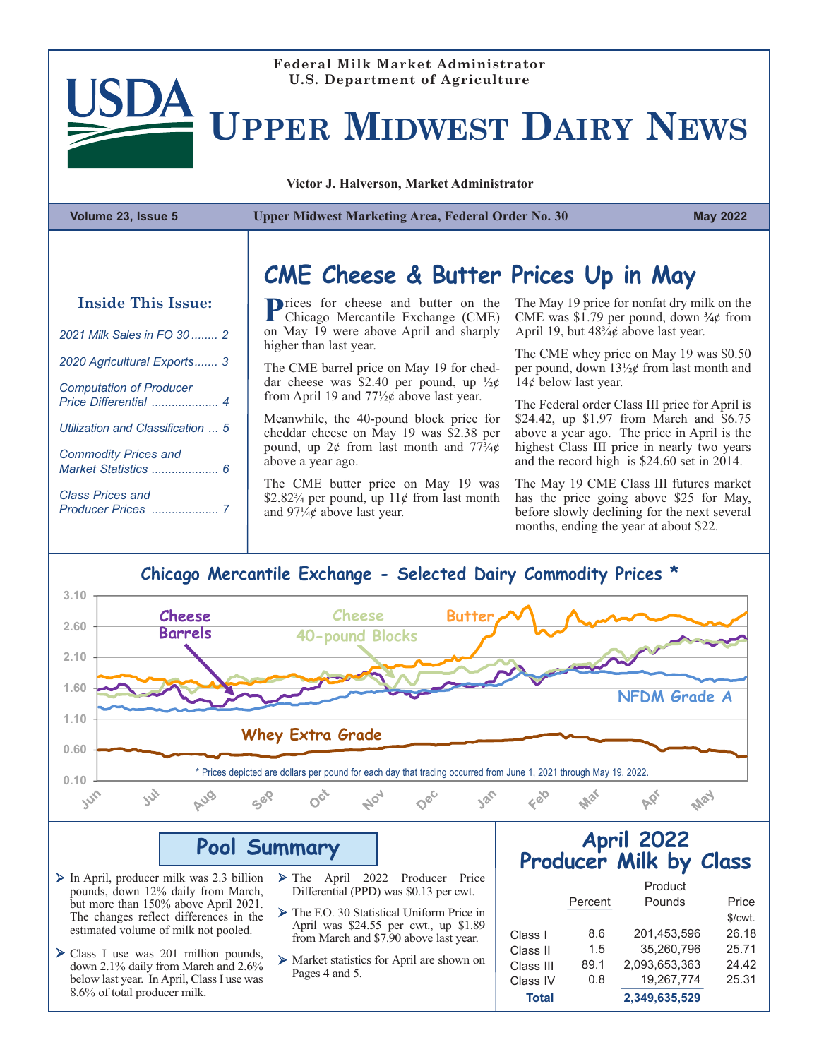Federal Milk Market Administrator
U.S. Department of Agriculture

# Upper Midwest Dairy News

Victor J. Halverson, Market Administrator

**Volume 23, Issue 5** | **Upper Midwest Marketing Area, Federal Order No. 30** | **May 2022**

### Inside This Issue:

- *2021 Milk Sales in FO 30* ........ 2
- *2020 Agricultural Exports* ....... 3
- *Computation of Producer Price Differential* .................... 4
- *Utilization and Classification* ... 5
- *Commodity Prices and Market Statistics* .................... 6
- *Class Prices and Producer Prices* .................... 7

## CME Cheese & Butter Prices Up in May

Prices for cheese and butter on the Chicago Mercantile Exchange (CME) on May 19 were above April and sharply higher than last year.

The CME barrel price on May 19 for cheddar cheese was $2.40 per pound, up ½¢ from April 19 and 77½¢ above last year.

Meanwhile, the 40-pound block price for cheddar cheese on May 19 was $2.38 per pound, up 2¢ from last month and 77¾¢ above a year ago.

The CME butter price on May 19 was $2.82¾ per pound, up 11¢ from last month and 97¼¢ above last year.

The May 19 price for nonfat dry milk on the CME was $1.79 per pound, down ¾¢ from April 19, but 48¾¢ above last year.

The CME whey price on May 19 was $0.50 per pound, down 13½¢ from last month and 14¢ below last year.

The Federal order Class III price for April is $24.42, up $1.97 from March and $6.75 above a year ago. The price in April is the highest Class III price in nearly two years and the record high is $24.60 set in 2014.

The May 19 CME Class III futures market has the price going above $25 for May, before slowly declining for the next several months, ending the year at about $22.

### Chicago Mercantile Exchange - Selected Dairy Commodity Prices *

* Prices depicted are dollars per pound for each day that trading occurred from June 1, 2021 through May 19, 2022.

## Pool Summary

- In April, producer milk was 2.3 billion pounds, down 12% daily from March, but more than 150% above April 2021. The changes reflect differences in the estimated volume of milk not pooled.
- Class I use was 201 million pounds, down 2.1% daily from March and 2.6% below last year. In April, Class I use was 8.6% of total producer milk.
- The April 2022 Producer Price Differential (PPD) was $0.13 per cwt.
- The F.O. 30 Statistical Uniform Price in April was $24.55 per cwt., up $1.89 from March and $7.90 above last year.
- Market statistics for April are shown on Pages 4 and 5.

## April 2022 Producer Milk by Class

| | Percent | Product Pounds | Price |
|---|---|---|---|
| | | | $/cwt. |
| Class I | 8.6 | 201,453,596 | 26.18 |
| Class II | 1.5 | 35,260,796 | 25.71 |
| Class III | 89.1 | 2,093,653,363 | 24.42 |
| Class IV | 0.8 | 19,267,774 | 25.31 |
| **Total** | | **2,349,635,529** | |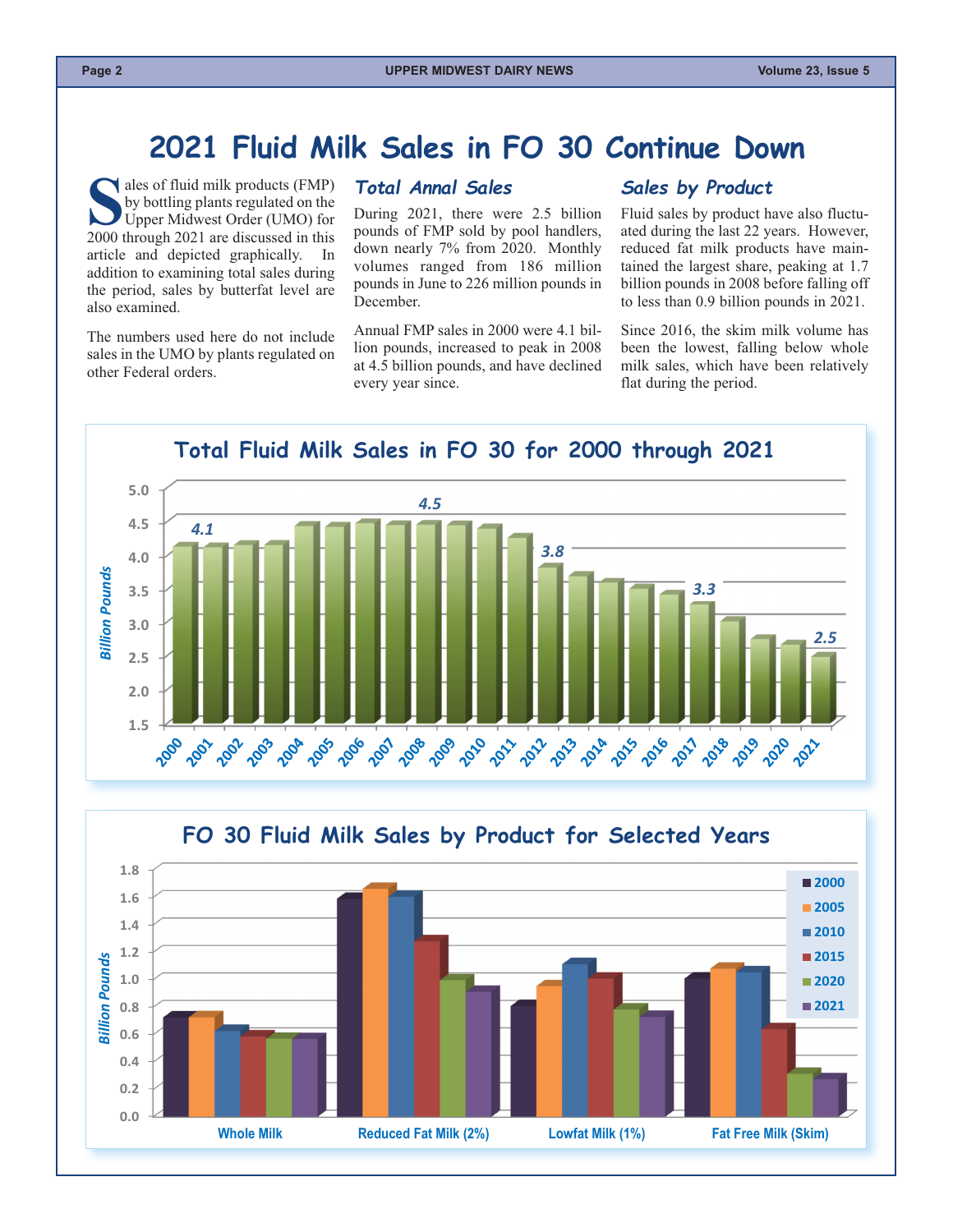# 2021 Fluid Milk Sales in FO 30 Continue Down

Sales of fluid milk products (FMP) by bottling plants regulated on the Upper Midwest Order (UMO) for 2000 through 2021 are discussed in this article and depicted graphically. In addition to examining total sales during the period, sales by butterfat level are also examined.

The numbers used here do not include sales in the UMO by plants regulated on other Federal orders.

## Total Annal Sales

During 2021, there were 2.5 billion pounds of FMP sold by pool handlers, down nearly 7% from 2020. Monthly volumes ranged from 186 million pounds in June to 226 million pounds in December.

Annual FMP sales in 2000 were 4.1 billion pounds, increased to peak in 2008 at 4.5 billion pounds, and have declined every year since.

## Sales by Product

Fluid sales by product have also fluctuated during the last 22 years. However, reduced fat milk products have maintained the largest share, peaking at 1.7 billion pounds in 2008 before falling off to less than 0.9 billion pounds in 2021.

Since 2016, the skim milk volume has been the lowest, falling below whole milk sales, which have been relatively flat during the period.

**Total Fluid Milk Sales in FO 30 for 2000 through 2021**

Billion Pounds (labeled values): 2000: 4.1; 2008: 4.5; 2012: 3.8; 2017: 3.3; 2021: 2.5

**FO 30 Fluid Milk Sales by Product for Selected Years**

Billion Pounds; product categories: Whole Milk, Reduced Fat Milk (2%), Lowfat Milk (1%), Fat Free Milk (Skim); years: 2000, 2005, 2010, 2015, 2020, 2021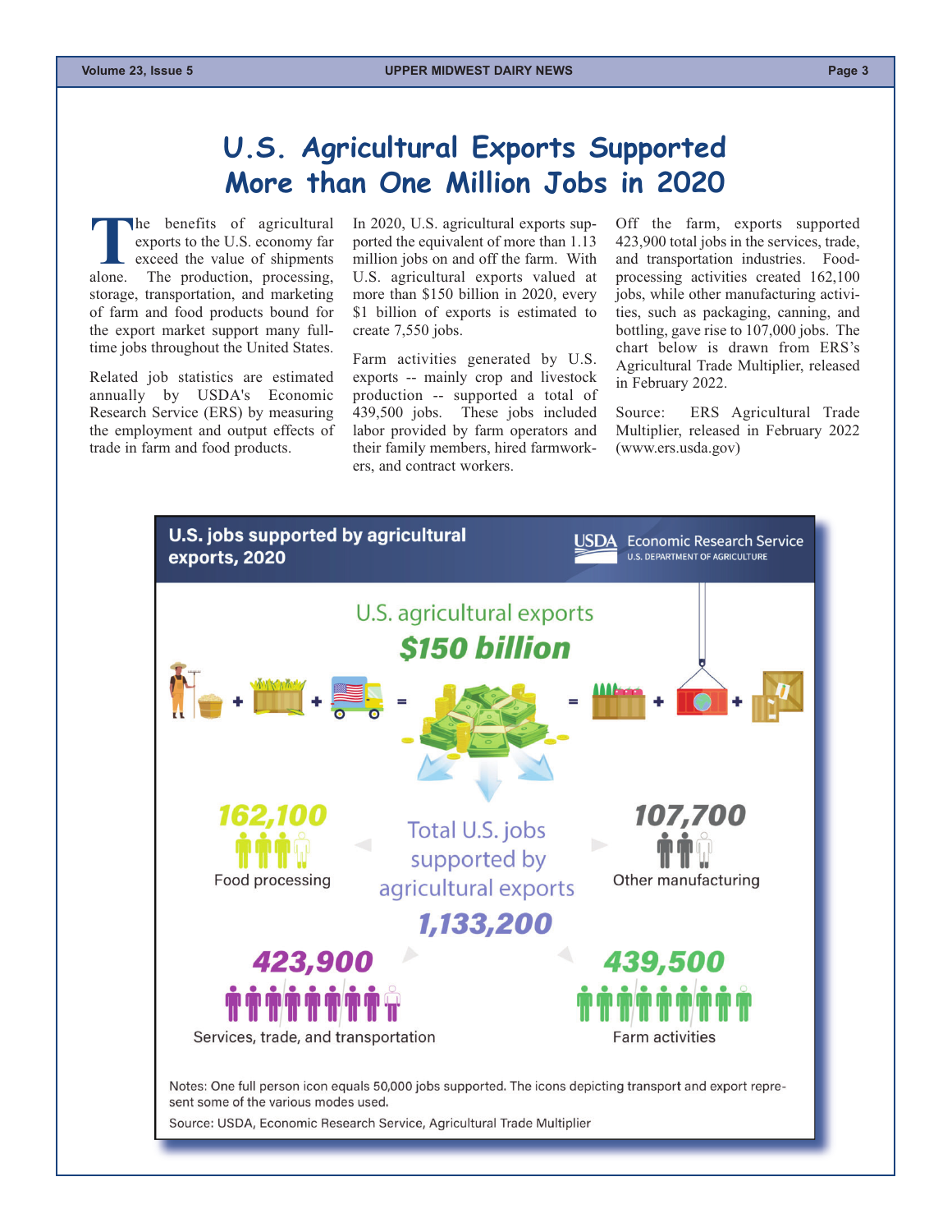# U.S. Agricultural Exports Supported More than One Million Jobs in 2020

The benefits of agricultural exports to the U.S. economy far exceed the value of shipments alone. The production, processing, storage, transportation, and marketing of farm and food products bound for the export market support many full-time jobs throughout the United States.

Related job statistics are estimated annually by USDA's Economic Research Service (ERS) by measuring the employment and output effects of trade in farm and food products.

In 2020, U.S. agricultural exports supported the equivalent of more than 1.13 million jobs on and off the farm. With U.S. agricultural exports valued at more than $150 billion in 2020, every $1 billion of exports is estimated to create 7,550 jobs.

Farm activities generated by U.S. exports -- mainly crop and livestock production -- supported a total of 439,500 jobs. These jobs included labor provided by farm operators and their family members, hired farmworkers, and contract workers.

Off the farm, exports supported 423,900 total jobs in the services, trade, and transportation industries. Food-processing activities created 162,100 jobs, while other manufacturing activities, such as packaging, canning, and bottling, gave rise to 107,000 jobs. The chart below is drawn from ERS's Agricultural Trade Multiplier, released in February 2022.

Source: ERS Agricultural Trade Multiplier, released in February 2022 (www.ers.usda.gov)

**U.S. jobs supported by agricultural exports, 2020**

USDA Economic Research Service
U.S. DEPARTMENT OF AGRICULTURE

U.S. agricultural exports
**$150 billion**

**162,100**
Food processing

**107,700**
Other manufacturing

Total U.S. jobs supported by agricultural exports
**1,133,200**

**423,900**
Services, trade, and transportation

**439,500**
Farm activities

Notes: One full person icon equals 50,000 jobs supported. The icons depicting transport and export represent some of the various modes used.

Source: USDA, Economic Research Service, Agricultural Trade Multiplier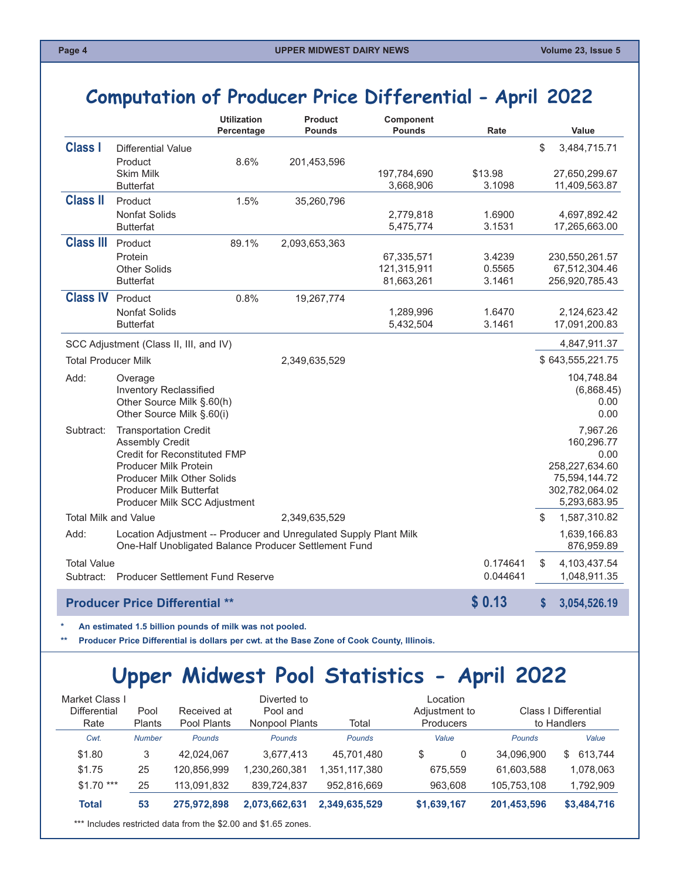# Computation of Producer Price Differential - April 2022

| | | Utilization Percentage | Product Pounds | Component Pounds | Rate | Value |
|---|---|---|---|---|---|---|
| **Class I** | Differential Value | | | | | $ 3,484,715.71 |
| | Product | 8.6% | 201,453,596 | | | |
| | Skim Milk | | | 197,784,690 | $13.98 | 27,650,299.67 |
| | Butterfat | | | 3,668,906 | 3.1098 | 11,409,563.87 |
| **Class II** | Product | 1.5% | 35,260,796 | | | |
| | Nonfat Solids | | | 2,779,818 | 1.6900 | 4,697,892.42 |
| | Butterfat | | | 5,475,774 | 3.1531 | 17,265,663.00 |
| **Class III** | Product | 89.1% | 2,093,653,363 | | | |
| | Protein | | | 67,335,571 | 3.4239 | 230,550,261.57 |
| | Other Solids | | | 121,315,911 | 0.5565 | 67,512,304.46 |
| | Butterfat | | | 81,663,261 | 3.1461 | 256,920,785.43 |
| **Class IV** | Product | 0.8% | 19,267,774 | | | |
| | Nonfat Solids | | | 1,289,996 | 1.6470 | 2,124,623.42 |
| | Butterfat | | | 5,432,504 | 3.1461 | 17,091,200.83 |
| SCC Adjustment (Class II, III, and IV) | | | | | | 4,847,911.37 |
| Total Producer Milk | | | 2,349,635,529 | | | $ 643,555,221.75 |
| Add: | Overage | | | | | 104,748.84 |
| | Inventory Reclassified | | | | | (6,868.45) |
| | Other Source Milk §.60(h) | | | | | 0.00 |
| | Other Source Milk §.60(i) | | | | | 0.00 |
| Subtract: | Transportation Credit | | | | | 7,967.26 |
| | Assembly Credit | | | | | 160,296.77 |
| | Credit for Reconstituted FMP | | | | | 0.00 |
| | Producer Milk Protein | | | | | 258,227,634.60 |
| | Producer Milk Other Solids | | | | | 75,594,144.72 |
| | Producer Milk Butterfat | | | | | 302,782,064.02 |
| | Producer Milk SCC Adjustment | | | | | 5,293,683.95 |
| Total Milk and Value | | | 2,349,635,529 | | | $ 1,587,310.82 |
| Add: | Location Adjustment -- Producer and Unregulated Supply Plant Milk | | | | | 1,639,166.83 |
| | One-Half Unobligated Balance Producer Settlement Fund | | | | | 876,959.89 |
| Total Value | | | | | 0.174641 | $ 4,103,437.54 |
| Subtract: | Producer Settlement Fund Reserve | | | | 0.044641 | 1,048,911.35 |
| **Producer Price Differential \*\*** | | | | | **$ 0.13** | **$ 3,054,526.19** |

\* An estimated 1.5 billion pounds of milk was not pooled.

\*\* Producer Price Differential is dollars per cwt. at the Base Zone of Cook County, Illinois.

# Upper Midwest Pool Statistics - April 2022

| Market Class I Differential Rate | Pool Plants | Received at Pool Plants | Diverted to Pool and Nonpool Plants | Total | Location Adjustment to Producers | Class I Differential to Handlers | |
|---|---|---|---|---|---|---|---|
| *Cwt.* | *Number* | *Pounds* | *Pounds* | *Pounds* | *Value* | *Pounds* | *Value* |
| $1.80 | 3 | 42,024,067 | 3,677,413 | 45,701,480 | $ 0 | 34,096,900 | $ 613,744 |
| $1.75 | 25 | 120,856,999 | 1,230,260,381 | 1,351,117,380 | 675,559 | 61,603,588 | 1,078,063 |
| $1.70 \*\*\* | 25 | 113,091,832 | 839,724,837 | 952,816,669 | 963,608 | 105,753,108 | 1,792,909 |
| **Total** | **53** | **275,972,898** | **2,073,662,631** | **2,349,635,529** | **$1,639,167** | **201,453,596** | **$3,484,716** |

\*\*\* Includes restricted data from the $2.00 and $1.65 zones.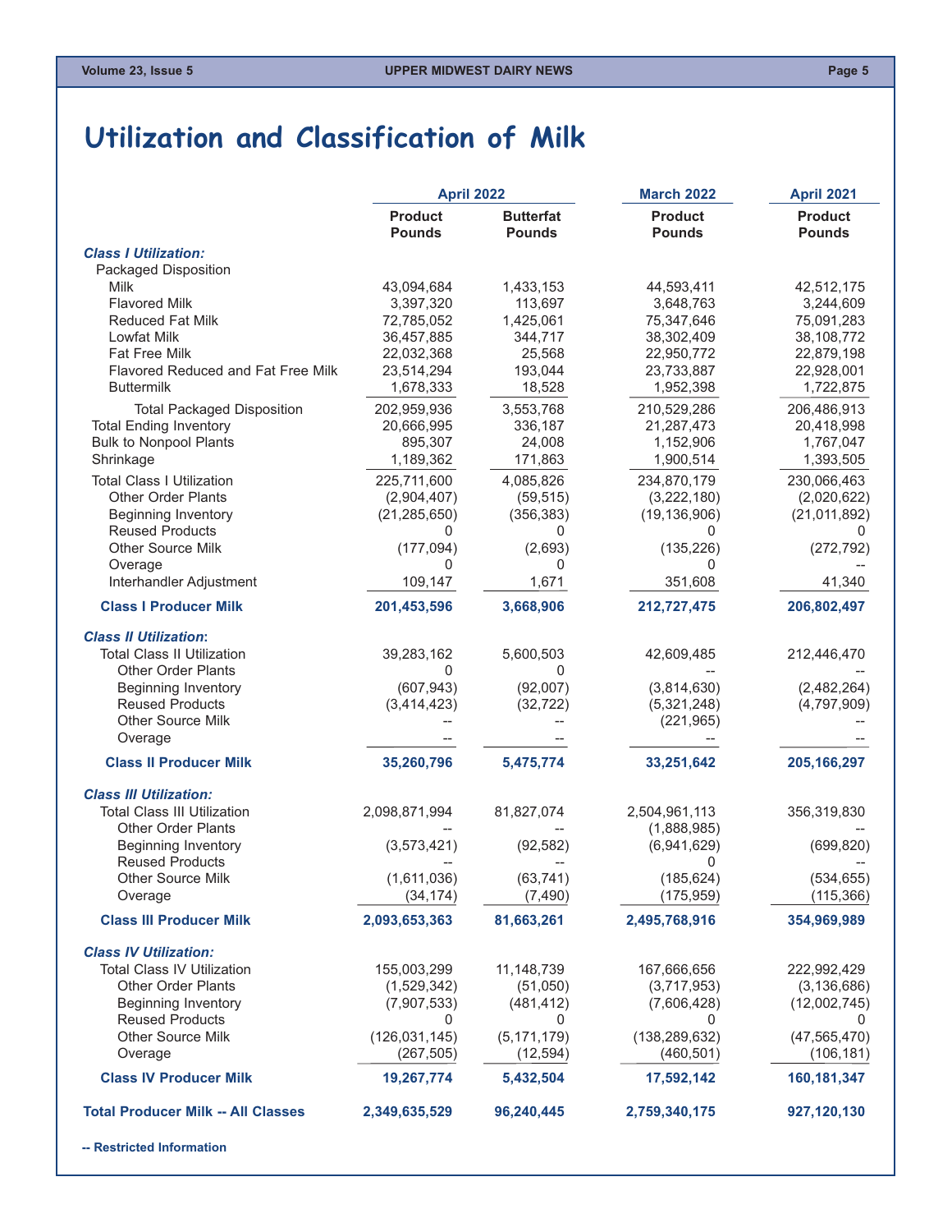# Utilization and Classification of Milk

| | April 2022 | | March 2022 | April 2021 |
|---|---|---|---|---|
| | Product Pounds | Butterfat Pounds | Product Pounds | Product Pounds |
| ***Class I Utilization:*** | | | | |
| Packaged Disposition | | | | |
| Milk | 43,094,684 | 1,433,153 | 44,593,411 | 42,512,175 |
| Flavored Milk | 3,397,320 | 113,697 | 3,648,763 | 3,244,609 |
| Reduced Fat Milk | 72,785,052 | 1,425,061 | 75,347,646 | 75,091,283 |
| Lowfat Milk | 36,457,885 | 344,717 | 38,302,409 | 38,108,772 |
| Fat Free Milk | 22,032,368 | 25,568 | 22,950,772 | 22,879,198 |
| Flavored Reduced and Fat Free Milk | 23,514,294 | 193,044 | 23,733,887 | 22,928,001 |
| Buttermilk | 1,678,333 | 18,528 | 1,952,398 | 1,722,875 |
| Total Packaged Disposition | 202,959,936 | 3,553,768 | 210,529,286 | 206,486,913 |
| Total Ending Inventory | 20,666,995 | 336,187 | 21,287,473 | 20,418,998 |
| Bulk to Nonpool Plants | 895,307 | 24,008 | 1,152,906 | 1,767,047 |
| Shrinkage | 1,189,362 | 171,863 | 1,900,514 | 1,393,505 |
| Total Class I Utilization | 225,711,600 | 4,085,826 | 234,870,179 | 230,066,463 |
| Other Order Plants | (2,904,407) | (59,515) | (3,222,180) | (2,020,622) |
| Beginning Inventory | (21,285,650) | (356,383) | (19,136,906) | (21,011,892) |
| Reused Products | 0 | 0 | 0 | 0 |
| Other Source Milk | (177,094) | (2,693) | (135,226) | (272,792) |
| Overage | 0 | 0 | 0 | -- |
| Interhandler Adjustment | 109,147 | 1,671 | 351,608 | 41,340 |
| **Class I Producer Milk** | **201,453,596** | **3,668,906** | **212,727,475** | **206,802,497** |
| ***Class II Utilization:*** | | | | |
| Total Class II Utilization | 39,283,162 | 5,600,503 | 42,609,485 | 212,446,470 |
| Other Order Plants | 0 | 0 | -- | -- |
| Beginning Inventory | (607,943) | (92,007) | (3,814,630) | (2,482,264) |
| Reused Products | (3,414,423) | (32,722) | (5,321,248) | (4,797,909) |
| Other Source Milk | -- | -- | (221,965) | -- |
| Overage | -- | -- | -- | -- |
| **Class II Producer Milk** | **35,260,796** | **5,475,774** | **33,251,642** | **205,166,297** |
| ***Class III Utilization:*** | | | | |
| Total Class III Utilization | 2,098,871,994 | 81,827,074 | 2,504,961,113 | 356,319,830 |
| Other Order Plants | -- | -- | (1,888,985) | -- |
| Beginning Inventory | (3,573,421) | (92,582) | (6,941,629) | (699,820) |
| Reused Products | -- | -- | 0 | -- |
| Other Source Milk | (1,611,036) | (63,741) | (185,624) | (534,655) |
| Overage | (34,174) | (7,490) | (175,959) | (115,366) |
| **Class III Producer Milk** | **2,093,653,363** | **81,663,261** | **2,495,768,916** | **354,969,989** |
| ***Class IV Utilization:*** | | | | |
| Total Class IV Utilization | 155,003,299 | 11,148,739 | 167,666,656 | 222,992,429 |
| Other Order Plants | (1,529,342) | (51,050) | (3,717,953) | (3,136,686) |
| Beginning Inventory | (7,907,533) | (481,412) | (7,606,428) | (12,002,745) |
| Reused Products | 0 | 0 | 0 | 0 |
| Other Source Milk | (126,031,145) | (5,171,179) | (138,289,632) | (47,565,470) |
| Overage | (267,505) | (12,594) | (460,501) | (106,181) |
| **Class IV Producer Milk** | **19,267,774** | **5,432,504** | **17,592,142** | **160,181,347** |
| **Total Producer Milk -- All Classes** | **2,349,635,529** | **96,240,445** | **2,759,340,175** | **927,120,130** |

**-- Restricted Information**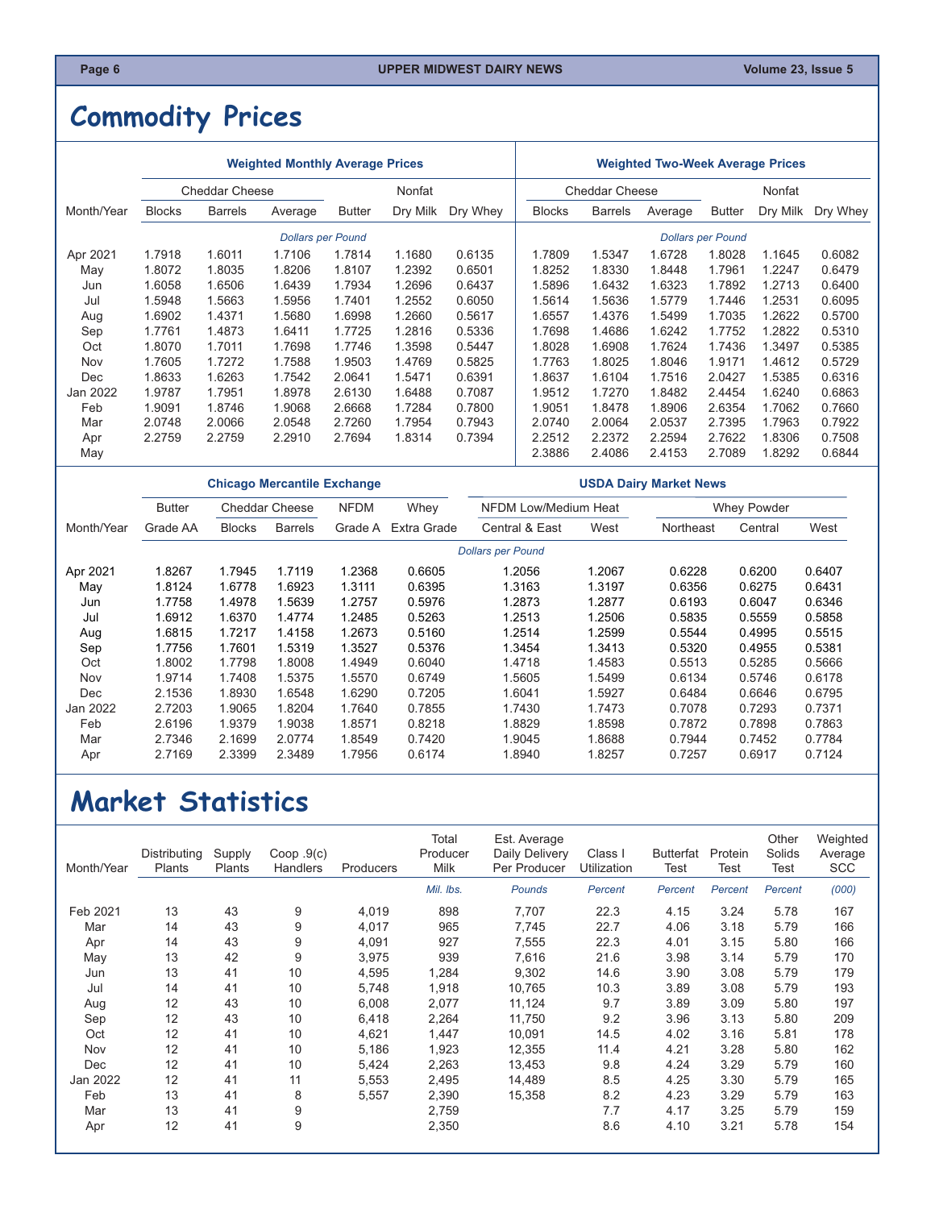# Commodity Prices

| Month/Year | Weighted Monthly Average Prices | | | | | | Weighted Two-Week Average Prices | | | | | |
|---|---|---|---|---|---|---|---|---|---|---|---|---|
| | Cheddar Cheese | | | | Nonfat | | Cheddar Cheese | | | | Nonfat | |
| | Blocks | Barrels | Average | Butter | Dry Milk | Dry Whey | Blocks | Barrels | Average | Butter | Dry Milk | Dry Whey |
| | *Dollars per Pound* | | | | | | *Dollars per Pound* | | | | | |
| Apr 2021 | 1.7918 | 1.6011 | 1.7106 | 1.7814 | 1.1680 | 0.6135 | 1.7809 | 1.5347 | 1.6728 | 1.8028 | 1.1645 | 0.6082 |
| May | 1.8072 | 1.8035 | 1.8206 | 1.8107 | 1.2392 | 0.6501 | 1.8252 | 1.8330 | 1.8448 | 1.7961 | 1.2247 | 0.6479 |
| Jun | 1.6058 | 1.6506 | 1.6439 | 1.7934 | 1.2696 | 0.6437 | 1.5896 | 1.6432 | 1.6323 | 1.7892 | 1.2713 | 0.6400 |
| Jul | 1.5948 | 1.5663 | 1.5956 | 1.7401 | 1.2552 | 0.6050 | 1.5614 | 1.5636 | 1.5779 | 1.7446 | 1.2531 | 0.6095 |
| Aug | 1.6902 | 1.4371 | 1.5680 | 1.6998 | 1.2660 | 0.5617 | 1.6557 | 1.4376 | 1.5499 | 1.7035 | 1.2622 | 0.5700 |
| Sep | 1.7761 | 1.4873 | 1.6411 | 1.7725 | 1.2816 | 0.5336 | 1.7698 | 1.4686 | 1.6242 | 1.7752 | 1.2822 | 0.5310 |
| Oct | 1.8070 | 1.7011 | 1.7698 | 1.7746 | 1.3598 | 0.5447 | 1.8028 | 1.6908 | 1.7624 | 1.7436 | 1.3497 | 0.5385 |
| Nov | 1.7605 | 1.7272 | 1.7588 | 1.9503 | 1.4769 | 0.5825 | 1.7763 | 1.8025 | 1.8046 | 1.9171 | 1.4612 | 0.5729 |
| Dec | 1.8633 | 1.6263 | 1.7542 | 2.0641 | 1.5471 | 0.6391 | 1.8637 | 1.6104 | 1.7516 | 2.0427 | 1.5385 | 0.6316 |
| Jan 2022 | 1.9787 | 1.7951 | 1.8978 | 2.6130 | 1.6488 | 0.7087 | 1.9512 | 1.7270 | 1.8482 | 2.4454 | 1.6240 | 0.6863 |
| Feb | 1.9091 | 1.8746 | 1.9068 | 2.6668 | 1.7284 | 0.7800 | 1.9051 | 1.8478 | 1.8906 | 2.6354 | 1.7062 | 0.7660 |
| Mar | 2.0748 | 2.0066 | 2.0548 | 2.7260 | 1.7954 | 0.7943 | 2.0740 | 2.0064 | 2.0537 | 2.7395 | 1.7963 | 0.7922 |
| Apr | 2.2759 | 2.2759 | 2.2910 | 2.7694 | 1.8314 | 0.7394 | 2.2512 | 2.2372 | 2.2594 | 2.7622 | 1.8306 | 0.7508 |
| May | | | | | | | 2.3886 | 2.4086 | 2.4153 | 2.7089 | 1.8292 | 0.6844 |

| Month/Year | Chicago Mercantile Exchange | | | | | USDA Dairy Market News | | | | |
|---|---|---|---|---|---|---|---|---|---|---|
| | Butter | Cheddar Cheese | | NFDM | Whey | NFDM Low/Medium Heat | | Whey Powder | | |
| | Grade AA | Blocks | Barrels | Grade A | Extra Grade | Central & East | West | Northeast | Central | West |
| | *Dollars per Pound* | | | | | | | | | |
| Apr 2021 | 1.8267 | 1.7945 | 1.7119 | 1.2368 | 0.6605 | 1.2056 | 1.2067 | 0.6228 | 0.6200 | 0.6407 |
| May | 1.8124 | 1.6778 | 1.6923 | 1.3111 | 0.6395 | 1.3163 | 1.3197 | 0.6356 | 0.6275 | 0.6431 |
| Jun | 1.7758 | 1.4978 | 1.5639 | 1.2757 | 0.5976 | 1.2873 | 1.2877 | 0.6193 | 0.6047 | 0.6346 |
| Jul | 1.6912 | 1.6370 | 1.4774 | 1.2485 | 0.5263 | 1.2513 | 1.2506 | 0.5835 | 0.5559 | 0.5858 |
| Aug | 1.6815 | 1.7217 | 1.4158 | 1.2673 | 0.5160 | 1.2514 | 1.2599 | 0.5544 | 0.4995 | 0.5515 |
| Sep | 1.7756 | 1.7601 | 1.5319 | 1.3527 | 0.5376 | 1.3454 | 1.3413 | 0.5320 | 0.4955 | 0.5381 |
| Oct | 1.8002 | 1.7798 | 1.8008 | 1.4949 | 0.6040 | 1.4718 | 1.4583 | 0.5513 | 0.5285 | 0.5666 |
| Nov | 1.9714 | 1.7408 | 1.5375 | 1.5570 | 0.6749 | 1.5605 | 1.5499 | 0.6134 | 0.5746 | 0.6178 |
| Dec | 2.1536 | 1.8930 | 1.6548 | 1.6290 | 0.7205 | 1.6041 | 1.5927 | 0.6484 | 0.6646 | 0.6795 |
| Jan 2022 | 2.7203 | 1.9065 | 1.8204 | 1.7640 | 0.7855 | 1.7430 | 1.7473 | 0.7078 | 0.7293 | 0.7371 |
| Feb | 2.6196 | 1.9379 | 1.9038 | 1.8571 | 0.8218 | 1.8829 | 1.8598 | 0.7872 | 0.7898 | 0.7863 |
| Mar | 2.7346 | 2.1699 | 2.0774 | 1.8549 | 0.7420 | 1.9045 | 1.8688 | 0.7944 | 0.7452 | 0.7784 |
| Apr | 2.7169 | 2.3399 | 2.3489 | 1.7956 | 0.6174 | 1.8940 | 1.8257 | 0.7257 | 0.6917 | 0.7124 |

# Market Statistics

| Month/Year | Distributing Plants | Supply Plants | Coop .9(c) Handlers | Producers | Total Producer Milk | Est. Average Daily Delivery Per Producer | Class I Utilization | Butterfat Test | Protein Test | Other Solids Test | Weighted Average SCC |
|---|---|---|---|---|---|---|---|---|---|---|---|
| | | | | | *Mil. lbs.* | *Pounds* | *Percent* | *Percent* | *Percent* | *Percent* | *(000)* |
| Feb 2021 | 13 | 43 | 9 | 4,019 | 898 | 7,707 | 22.3 | 4.15 | 3.24 | 5.78 | 167 |
| Mar | 14 | 43 | 9 | 4,017 | 965 | 7,745 | 22.7 | 4.06 | 3.18 | 5.79 | 166 |
| Apr | 14 | 43 | 9 | 4,091 | 927 | 7,555 | 22.3 | 4.01 | 3.15 | 5.80 | 166 |
| May | 13 | 42 | 9 | 3,975 | 939 | 7,616 | 21.6 | 3.98 | 3.14 | 5.79 | 170 |
| Jun | 13 | 41 | 10 | 4,595 | 1,284 | 9,302 | 14.6 | 3.90 | 3.08 | 5.79 | 179 |
| Jul | 14 | 41 | 10 | 5,748 | 1,918 | 10,765 | 10.3 | 3.89 | 3.08 | 5.79 | 193 |
| Aug | 12 | 43 | 10 | 6,008 | 2,077 | 11,124 | 9.7 | 3.89 | 3.09 | 5.80 | 197 |
| Sep | 12 | 43 | 10 | 6,418 | 2,264 | 11,750 | 9.2 | 3.96 | 3.13 | 5.80 | 209 |
| Oct | 12 | 41 | 10 | 4,621 | 1,447 | 10,091 | 14.5 | 4.02 | 3.16 | 5.81 | 178 |
| Nov | 12 | 41 | 10 | 5,186 | 1,923 | 12,355 | 11.4 | 4.21 | 3.28 | 5.80 | 162 |
| Dec | 12 | 41 | 10 | 5,424 | 2,263 | 13,453 | 9.8 | 4.24 | 3.29 | 5.79 | 160 |
| Jan 2022 | 12 | 41 | 11 | 5,553 | 2,495 | 14,489 | 8.5 | 4.25 | 3.30 | 5.79 | 165 |
| Feb | 13 | 41 | 8 | 5,557 | 2,390 | 15,358 | 8.2 | 4.23 | 3.29 | 5.79 | 163 |
| Mar | 13 | 41 | 9 | | 2,759 | | 7.7 | 4.17 | 3.25 | 5.79 | 159 |
| Apr | 12 | 41 | 9 | | 2,350 | | 8.6 | 4.10 | 3.21 | 5.78 | 154 |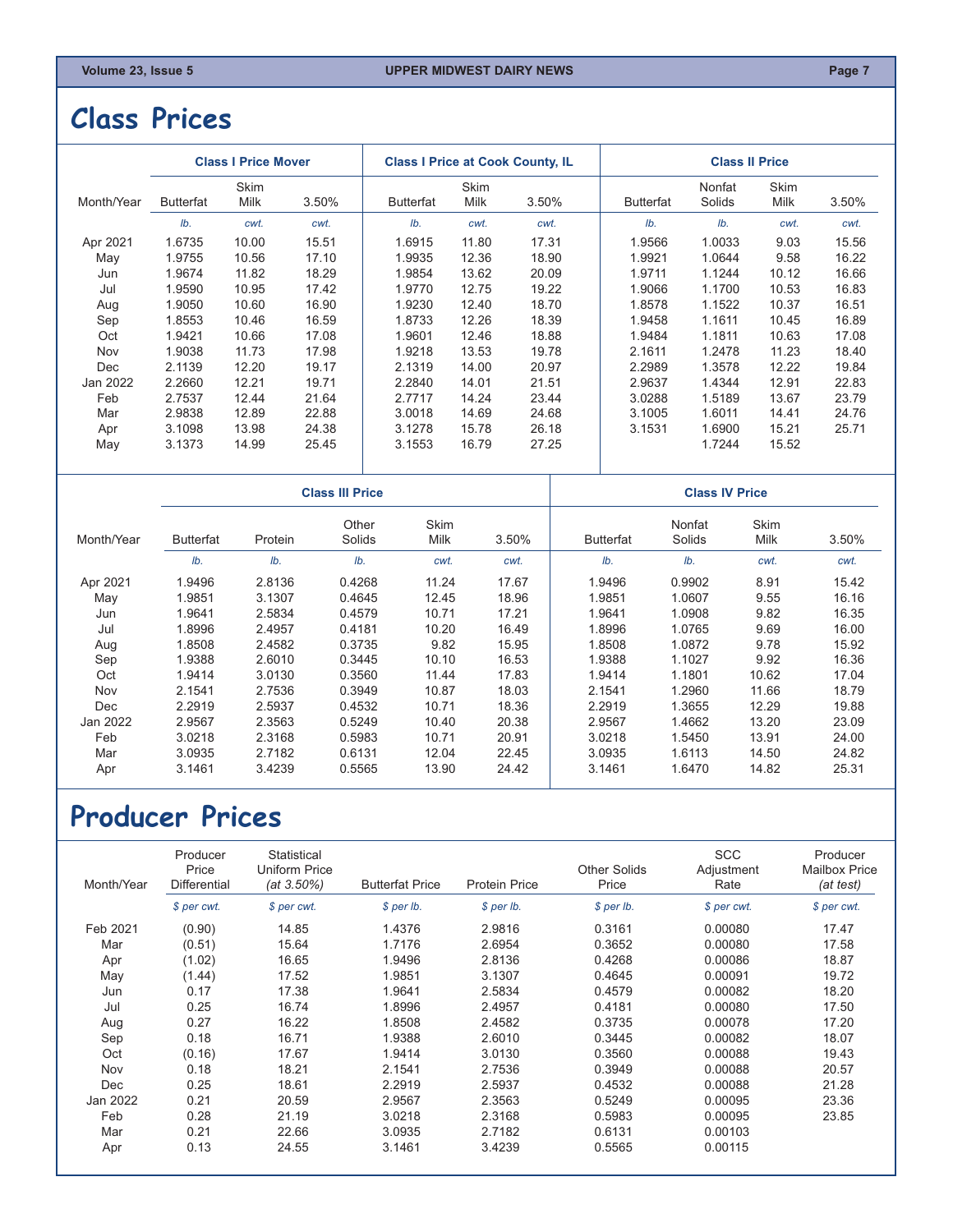# Class Prices

| Month/Year | Class I Price Mover | | | Class I Price at Cook County, IL | | | Class II Price | | | |
|---|---|---|---|---|---|---|---|---|---|---|
| | Butterfat | Skim Milk | 3.50% | Butterfat | Skim Milk | 3.50% | Butterfat | Nonfat Solids | Skim Milk | 3.50% |
| | *lb.* | *cwt.* | *cwt.* | *lb.* | *cwt.* | *cwt.* | *lb.* | *lb.* | *cwt.* | *cwt.* |
| Apr 2021 | 1.6735 | 10.00 | 15.51 | 1.6915 | 11.80 | 17.31 | 1.9566 | 1.0033 | 9.03 | 15.56 |
| May | 1.9755 | 10.56 | 17.10 | 1.9935 | 12.36 | 18.90 | 1.9921 | 1.0644 | 9.58 | 16.22 |
| Jun | 1.9674 | 11.82 | 18.29 | 1.9854 | 13.62 | 20.09 | 1.9711 | 1.1244 | 10.12 | 16.66 |
| Jul | 1.9590 | 10.95 | 17.42 | 1.9770 | 12.75 | 19.22 | 1.9066 | 1.1700 | 10.53 | 16.83 |
| Aug | 1.9050 | 10.60 | 16.90 | 1.9230 | 12.40 | 18.70 | 1.8578 | 1.1522 | 10.37 | 16.51 |
| Sep | 1.8553 | 10.46 | 16.59 | 1.8733 | 12.26 | 18.39 | 1.9458 | 1.1611 | 10.45 | 16.89 |
| Oct | 1.9421 | 10.66 | 17.08 | 1.9601 | 12.46 | 18.88 | 1.9484 | 1.1811 | 10.63 | 17.08 |
| Nov | 1.9038 | 11.73 | 17.98 | 1.9218 | 13.53 | 19.78 | 2.1611 | 1.2478 | 11.23 | 18.40 |
| Dec | 2.1139 | 12.20 | 19.17 | 2.1319 | 14.00 | 20.97 | 2.2989 | 1.3578 | 12.22 | 19.84 |
| Jan 2022 | 2.2660 | 12.21 | 19.71 | 2.2840 | 14.01 | 21.51 | 2.9637 | 1.4344 | 12.91 | 22.83 |
| Feb | 2.7537 | 12.44 | 21.64 | 2.7717 | 14.24 | 23.44 | 3.0288 | 1.5189 | 13.67 | 23.79 |
| Mar | 2.9838 | 12.89 | 22.88 | 3.0018 | 14.69 | 24.68 | 3.1005 | 1.6011 | 14.41 | 24.76 |
| Apr | 3.1098 | 13.98 | 24.38 | 3.1278 | 15.78 | 26.18 | 3.1531 | 1.6900 | 15.21 | 25.71 |
| May | 3.1373 | 14.99 | 25.45 | 3.1553 | 16.79 | 27.25 | | 1.7244 | 15.52 | |

| Month/Year | Class III Price | | | | | Class IV Price | | | |
|---|---|---|---|---|---|---|---|---|---|
| | Butterfat | Protein | Other Solids | Skim Milk | 3.50% | Butterfat | Nonfat Solids | Skim Milk | 3.50% |
| | *lb.* | *lb.* | *lb.* | *cwt.* | *cwt.* | *lb.* | *lb.* | *cwt.* | *cwt.* |
| Apr 2021 | 1.9496 | 2.8136 | 0.4268 | 11.24 | 17.67 | 1.9496 | 0.9902 | 8.91 | 15.42 |
| May | 1.9851 | 3.1307 | 0.4645 | 12.45 | 18.96 | 1.9851 | 1.0607 | 9.55 | 16.16 |
| Jun | 1.9641 | 2.5834 | 0.4579 | 10.71 | 17.21 | 1.9641 | 1.0908 | 9.82 | 16.35 |
| Jul | 1.8996 | 2.4957 | 0.4181 | 10.20 | 16.49 | 1.8996 | 1.0765 | 9.69 | 16.00 |
| Aug | 1.8508 | 2.4582 | 0.3735 | 9.82 | 15.95 | 1.8508 | 1.0872 | 9.78 | 15.92 |
| Sep | 1.9388 | 2.6010 | 0.3445 | 10.10 | 16.53 | 1.9388 | 1.1027 | 9.92 | 16.36 |
| Oct | 1.9414 | 3.0130 | 0.3560 | 11.44 | 17.83 | 1.9414 | 1.1801 | 10.62 | 17.04 |
| Nov | 2.1541 | 2.7536 | 0.3949 | 10.87 | 18.03 | 2.1541 | 1.2960 | 11.66 | 18.79 |
| Dec | 2.2919 | 2.5937 | 0.4532 | 10.71 | 18.36 | 2.2919 | 1.3655 | 12.29 | 19.88 |
| Jan 2022 | 2.9567 | 2.3563 | 0.5249 | 10.40 | 20.38 | 2.9567 | 1.4662 | 13.20 | 23.09 |
| Feb | 3.0218 | 2.3168 | 0.5983 | 10.71 | 20.91 | 3.0218 | 1.5450 | 13.91 | 24.00 |
| Mar | 3.0935 | 2.7182 | 0.6131 | 12.04 | 22.45 | 3.0935 | 1.6113 | 14.50 | 24.82 |
| Apr | 3.1461 | 3.4239 | 0.5565 | 13.90 | 24.42 | 3.1461 | 1.6470 | 14.82 | 25.31 |

# Producer Prices

| Month/Year | Producer Price Differential | Statistical Uniform Price *(at 3.50%)* | Butterfat Price | Protein Price | Other Solids Price | SCC Adjustment Rate | Producer Mailbox Price *(at test)* |
|---|---|---|---|---|---|---|---|
| | *$ per cwt.* | *$ per cwt.* | *$ per lb.* | *$ per lb.* | *$ per lb.* | *$ per cwt.* | *$ per cwt.* |
| Feb 2021 | (0.90) | 14.85 | 1.4376 | 2.9816 | 0.3161 | 0.00080 | 17.47 |
| Mar | (0.51) | 15.64 | 1.7176 | 2.6954 | 0.3652 | 0.00080 | 17.58 |
| Apr | (1.02) | 16.65 | 1.9496 | 2.8136 | 0.4268 | 0.00086 | 18.87 |
| May | (1.44) | 17.52 | 1.9851 | 3.1307 | 0.4645 | 0.00091 | 19.72 |
| Jun | 0.17 | 17.38 | 1.9641 | 2.5834 | 0.4579 | 0.00082 | 18.20 |
| Jul | 0.25 | 16.74 | 1.8996 | 2.4957 | 0.4181 | 0.00080 | 17.50 |
| Aug | 0.27 | 16.22 | 1.8508 | 2.4582 | 0.3735 | 0.00078 | 17.20 |
| Sep | 0.18 | 16.71 | 1.9388 | 2.6010 | 0.3445 | 0.00082 | 18.07 |
| Oct | (0.16) | 17.67 | 1.9414 | 3.0130 | 0.3560 | 0.00088 | 19.43 |
| Nov | 0.18 | 18.21 | 2.1541 | 2.7536 | 0.3949 | 0.00088 | 20.57 |
| Dec | 0.25 | 18.61 | 2.2919 | 2.5937 | 0.4532 | 0.00088 | 21.28 |
| Jan 2022 | 0.21 | 20.59 | 2.9567 | 2.3563 | 0.5249 | 0.00095 | 23.36 |
| Feb | 0.28 | 21.19 | 3.0218 | 2.3168 | 0.5983 | 0.00095 | 23.85 |
| Mar | 0.21 | 22.66 | 3.0935 | 2.7182 | 0.6131 | 0.00103 | |
| Apr | 0.13 | 24.55 | 3.1461 | 3.4239 | 0.5565 | 0.00115 | |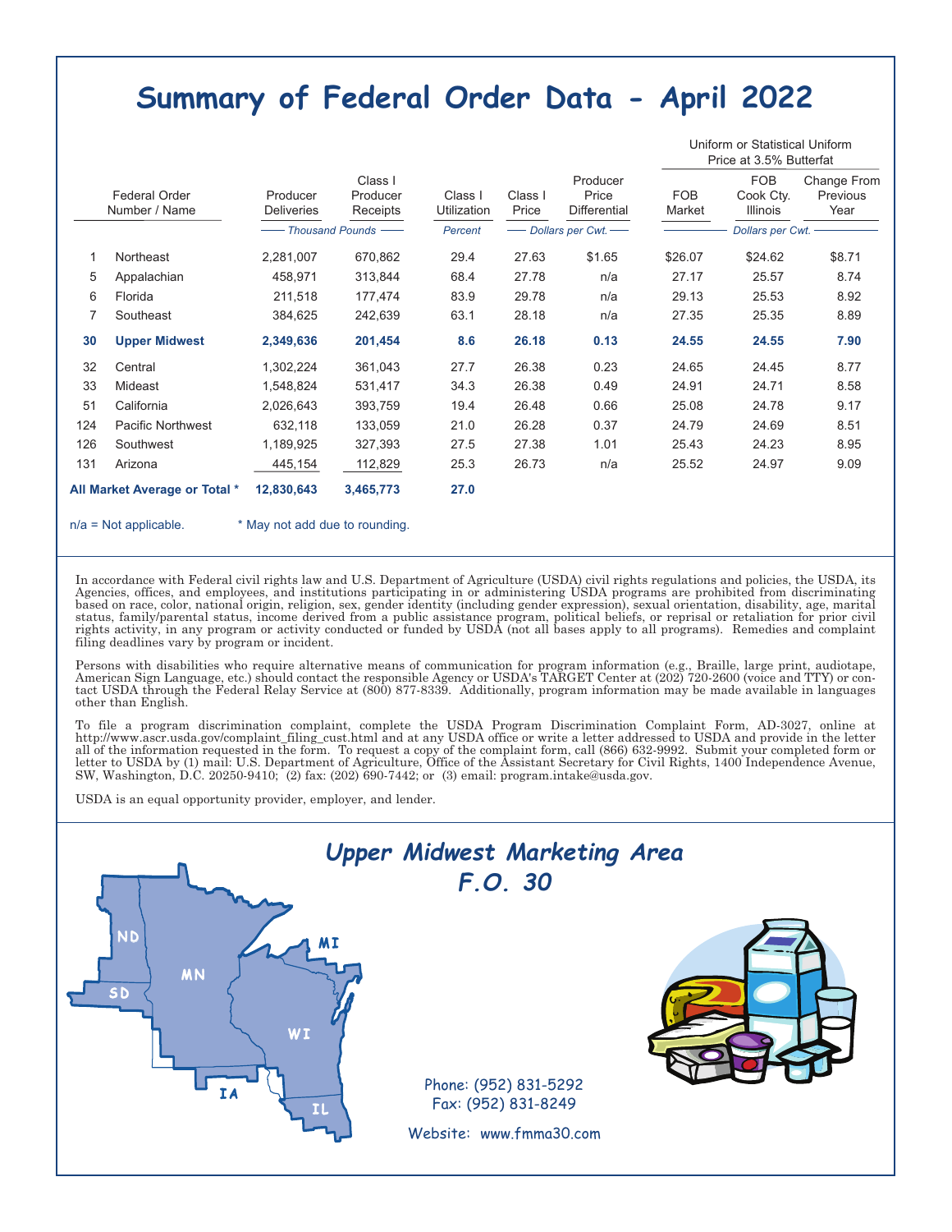# Summary of Federal Order Data - April 2022

| Federal Order Number / Name | | Producer Deliveries | Class I Producer Receipts | Class I Utilization | Class I Price | Producer Price Differential | Uniform or Statistical Uniform Price at 3.5% Butterfat FOB Market | FOB Cook Cty. Illinois | Change From Previous Year |
|---|---|---|---|---|---|---|---|---|---|
| | | Thousand Pounds | | Percent | Dollars per Cwt. | | Dollars per Cwt. | | |
| 1 | Northeast | 2,281,007 | 670,862 | 29.4 | 27.63 | $1.65 | $26.07 | $24.62 | $8.71 |
| 5 | Appalachian | 458,971 | 313,844 | 68.4 | 27.78 | n/a | 27.17 | 25.57 | 8.74 |
| 6 | Florida | 211,518 | 177,474 | 83.9 | 29.78 | n/a | 29.13 | 25.53 | 8.92 |
| 7 | Southeast | 384,625 | 242,639 | 63.1 | 28.18 | n/a | 27.35 | 25.35 | 8.89 |
| **30** | **Upper Midwest** | **2,349,636** | **201,454** | **8.6** | **26.18** | **0.13** | **24.55** | **24.55** | **7.90** |
| 32 | Central | 1,302,224 | 361,043 | 27.7 | 26.38 | 0.23 | 24.65 | 24.45 | 8.77 |
| 33 | Mideast | 1,548,824 | 531,417 | 34.3 | 26.38 | 0.49 | 24.91 | 24.71 | 8.58 |
| 51 | California | 2,026,643 | 393,759 | 19.4 | 26.48 | 0.66 | 25.08 | 24.78 | 9.17 |
| 124 | Pacific Northwest | 632,118 | 133,059 | 21.0 | 26.28 | 0.37 | 24.79 | 24.69 | 8.51 |
| 126 | Southwest | 1,189,925 | 327,393 | 27.5 | 27.38 | 1.01 | 25.43 | 24.23 | 8.95 |
| 131 | Arizona | 445,154 | 112,829 | 25.3 | 26.73 | n/a | 25.52 | 24.97 | 9.09 |
| **All Market Average or Total \*** | | **12,830,643** | **3,465,773** | **27.0** | | | | | |

n/a = Not applicable.  * May not add due to rounding.

In accordance with Federal civil rights law and U.S. Department of Agriculture (USDA) civil rights regulations and policies, the USDA, its Agencies, offices, and employees, and institutions participating in or administering USDA programs are prohibited from discriminating based on race, color, national origin, religion, sex, gender identity (including gender expression), sexual orientation, disability, age, marital status, family/parental status, income derived from a public assistance program, political beliefs, or reprisal or retaliation for prior civil rights activity, in any program or activity conducted or funded by USDA (not all bases apply to all programs). Remedies and complaint filing deadlines vary by program or incident.

Persons with disabilities who require alternative means of communication for program information (e.g., Braille, large print, audiotape, American Sign Language, etc.) should contact the responsible Agency or USDA's TARGET Center at (202) 720-2600 (voice and TTY) or contact USDA through the Federal Relay Service at (800) 877-8339. Additionally, program information may be made available in languages other than English.

To file a program discrimination complaint, complete the USDA Program Discrimination Complaint Form, AD-3027, online at http://www.ascr.usda.gov/complaint_filing_cust.html and at any USDA office or write a letter addressed to USDA and provide in the letter all of the information requested in the form. To request a copy of the complaint form, call (866) 632-9992. Submit your completed form or letter to USDA by (1) mail: U.S. Department of Agriculture, Office of the Assistant Secretary for Civil Rights, 1400 Independence Avenue, SW, Washington, D.C. 20250-9410; (2) fax: (202) 690-7442; or (3) email: program.intake@usda.gov.

USDA is an equal opportunity provider, employer, and lender.

## Upper Midwest Marketing Area F.O. 30

ND MN MI SD WI IA IL

Phone: (952) 831-5292
Fax: (952) 831-8249

Website: www.fmma30.com